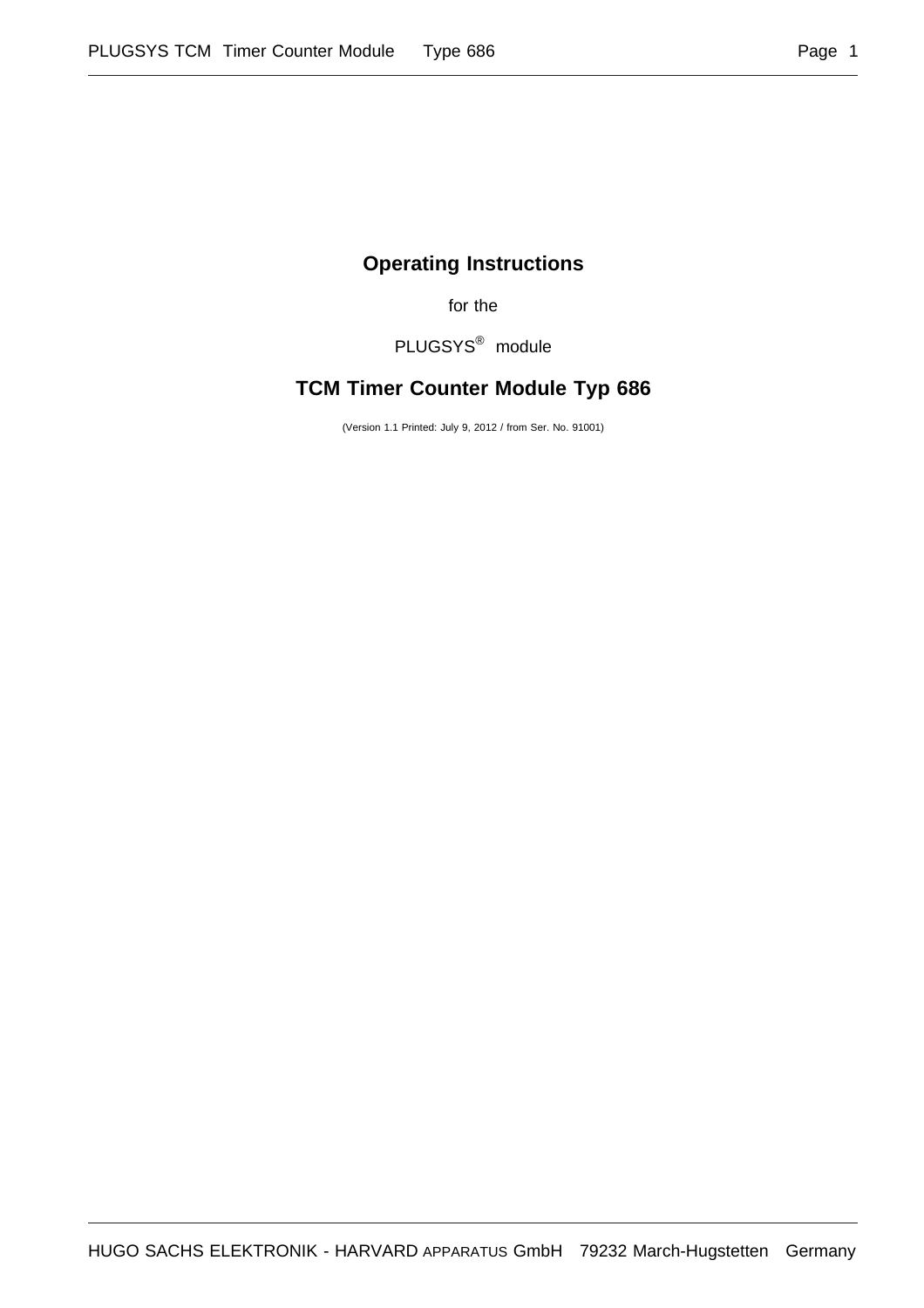# Operating Instructions

for the

PLUGSYS® module

## TCM Timer Counter Module Typ 686

(Version 1.1 Printed: July 9, 2012 / from Ser. No. 91001)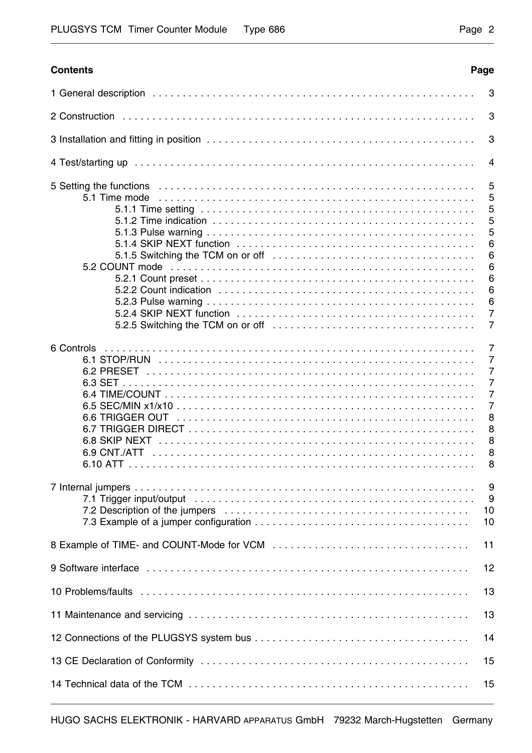## Contents

| | Page |
|---|---|
| 1 General description | 3 |
| 2 Construction | 3 |
| 3 Installation and fitting in position | 3 |
| 4 Test/starting up | 4 |
| 5 Setting the functions | 5 |
| 5.1 Time mode | 5 |
| 5.1.1 Time setting | 5 |
| 5.1.2 Time indication | 5 |
| 5.1.3 Pulse warning | 5 |
| 5.1.4 SKIP NEXT function | 6 |
| 5.1.5 Switching the TCM on or off | 6 |
| 5.2 COUNT mode | 6 |
| 5.2.1 Count preset | 6 |
| 5.2.2 Count indication | 6 |
| 5.2.3 Pulse warning | 6 |
| 5.2.4 SKIP NEXT function | 7 |
| 5.2.5 Switching the TCM on or off | 7 |
| 6 Controls | 7 |
| 6.1 STOP/RUN | 7 |
| 6.2 PRESET | 7 |
| 6.3 SET | 7 |
| 6.4 TIME/COUNT | 7 |
| 6.5 SEC/MIN x1/x10 | 7 |
| 6.6 TRIGGER OUT | 8 |
| 6.7 TRIGGER DIRECT | 8 |
| 6.8 SKIP NEXT | 8 |
| 6.9 CNT./ATT | 8 |
| 6.10 ATT | 8 |
| 7 Internal jumpers | 9 |
| 7.1 Trigger input/output | 9 |
| 7.2 Description of the jumpers | 10 |
| 7.3 Example of a jumper configuration | 10 |
| 8 Example of TIME- and COUNT-Mode for VCM | 11 |
| 9 Software interface | 12 |
| 10 Problems/faults | 13 |
| 11 Maintenance and servicing | 13 |
| 12 Connections of the PLUGSYS system bus | 14 |
| 13 CE Declaration of Conformity | 15 |
| 14 Technical data of the TCM | 15 |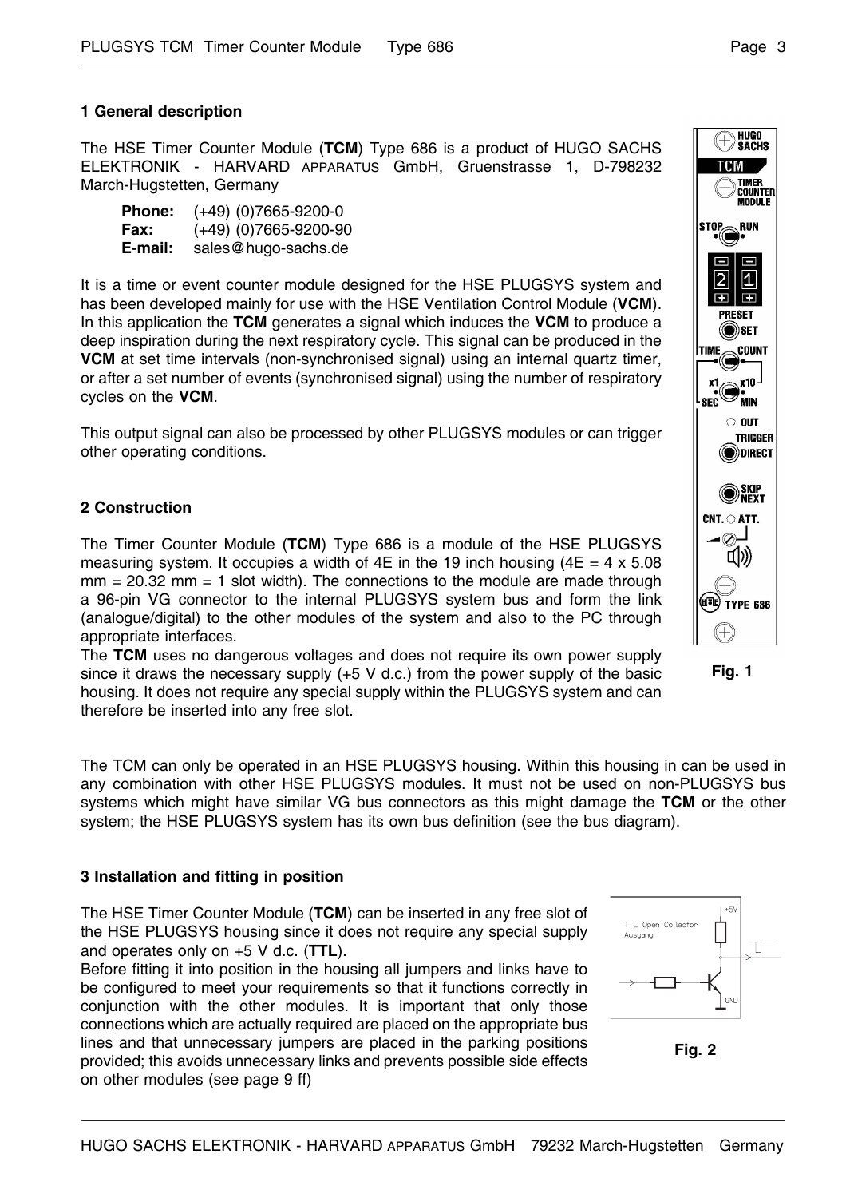## 1 General description

The HSE Timer Counter Module (**TCM**) Type 686 is a product of HUGO SACHS ELEKTRONIK - HARVARD APPARATUS GmbH, Gruenstrasse 1, D-798232 March-Hugstetten, Germany

**Phone:** (+49) (0)7665-9200-0
**Fax:** (+49) (0)7665-9200-90
**E-mail:** sales@hugo-sachs.de

It is a time or event counter module designed for the HSE PLUGSYS system and has been developed mainly for use with the HSE Ventilation Control Module (**VCM**). In this application the **TCM** generates a signal which induces the **VCM** to produce a deep inspiration during the next respiratory cycle. This signal can be produced in the **VCM** at set time intervals (non-synchronised signal) using an internal quartz timer, or after a set number of events (synchronised signal) using the number of respiratory cycles on the **VCM**.

This output signal can also be processed by other PLUGSYS modules or can trigger other operating conditions.

Fig. 1

## 2 Construction

The Timer Counter Module (**TCM**) Type 686 is a module of the HSE PLUGSYS measuring system. It occupies a width of 4E in the 19 inch housing (4E = 4 x 5.08 mm = 20.32 mm = 1 slot width). The connections to the module are made through a 96-pin VG connector to the internal PLUGSYS system bus and form the link (analogue/digital) to the other modules of the system and also to the PC through appropriate interfaces.
The **TCM** uses no dangerous voltages and does not require its own power supply since it draws the necessary supply (+5 V d.c.) from the power supply of the basic housing. It does not require any special supply within the PLUGSYS system and can therefore be inserted into any free slot.

The TCM can only be operated in an HSE PLUGSYS housing. Within this housing in can be used in any combination with other HSE PLUGSYS modules. It must not be used on non-PLUGSYS bus systems which might have similar VG bus connectors as this might damage the **TCM** or the other system; the HSE PLUGSYS system has its own bus definition (see the bus diagram).

## 3 Installation and fitting in position

The HSE Timer Counter Module (**TCM**) can be inserted in any free slot of the HSE PLUGSYS housing since it does not require any special supply and operates only on +5 V d.c. (**TTL**).
Before fitting it into position in the housing all jumpers and links have to be configured to meet your requirements so that it functions correctly in conjunction with the other modules. It is important that only those connections which are actually required are placed on the appropriate bus lines and that unnecessary jumpers are placed in the parking positions provided; this avoids unnecessary links and prevents possible side effects on other modules (see page 9 ff)

Fig. 2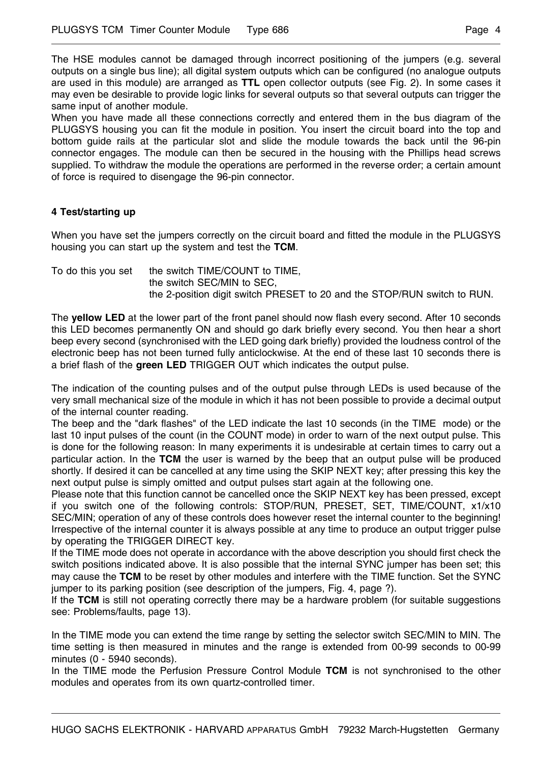The HSE modules cannot be damaged through incorrect positioning of the jumpers (e.g. several outputs on a single bus line); all digital system outputs which can be configured (no analogue outputs are used in this module) are arranged as **TTL** open collector outputs (see Fig. 2). In some cases it may even be desirable to provide logic links for several outputs so that several outputs can trigger the same input of another module.
When you have made all these connections correctly and entered them in the bus diagram of the PLUGSYS housing you can fit the module in position. You insert the circuit board into the top and bottom guide rails at the particular slot and slide the module towards the back until the 96-pin connector engages. The module can then be secured in the housing with the Phillips head screws supplied. To withdraw the module the operations are performed in the reverse order; a certain amount of force is required to disengage the 96-pin connector.

## 4 Test/starting up

When you have set the jumpers correctly on the circuit board and fitted the module in the PLUGSYS housing you can start up the system and test the **TCM**.

To do this you set the switch TIME/COUNT to TIME,
the switch SEC/MIN to SEC,
the 2-position digit switch PRESET to 20 and the STOP/RUN switch to RUN.

The **yellow LED** at the lower part of the front panel should now flash every second. After 10 seconds this LED becomes permanently ON and should go dark briefly every second. You then hear a short beep every second (synchronised with the LED going dark briefly) provided the loudness control of the electronic beep has not been turned fully anticlockwise. At the end of these last 10 seconds there is a brief flash of the **green LED** TRIGGER OUT which indicates the output pulse.

The indication of the counting pulses and of the output pulse through LEDs is used because of the very small mechanical size of the module in which it has not been possible to provide a decimal output of the internal counter reading.
The beep and the "dark flashes" of the LED indicate the last 10 seconds (in the TIME mode) or the last 10 input pulses of the count (in the COUNT mode) in order to warn of the next output pulse. This is done for the following reason: In many experiments it is undesirable at certain times to carry out a particular action. In the **TCM** the user is warned by the beep that an output pulse will be produced shortly. If desired it can be cancelled at any time using the SKIP NEXT key; after pressing this key the next output pulse is simply omitted and output pulses start again at the following one.
Please note that this function cannot be cancelled once the SKIP NEXT key has been pressed, except if you switch one of the following controls: STOP/RUN, PRESET, SET, TIME/COUNT, x1/x10 SEC/MIN; operation of any of these controls does however reset the internal counter to the beginning! Irrespective of the internal counter it is always possible at any time to produce an output trigger pulse by operating the TRIGGER DIRECT key.
If the TIME mode does not operate in accordance with the above description you should first check the switch positions indicated above. It is also possible that the internal SYNC jumper has been set; this may cause the **TCM** to be reset by other modules and interfere with the TIME function. Set the SYNC jumper to its parking position (see description of the jumpers, Fig. 4, page ?).
If the **TCM** is still not operating correctly there may be a hardware problem (for suitable suggestions see: Problems/faults, page 13).

In the TIME mode you can extend the time range by setting the selector switch SEC/MIN to MIN. The time setting is then measured in minutes and the range is extended from 00-99 seconds to 00-99 minutes (0 - 5940 seconds).
In the TIME mode the Perfusion Pressure Control Module **TCM** is not synchronised to the other modules and operates from its own quartz-controlled timer.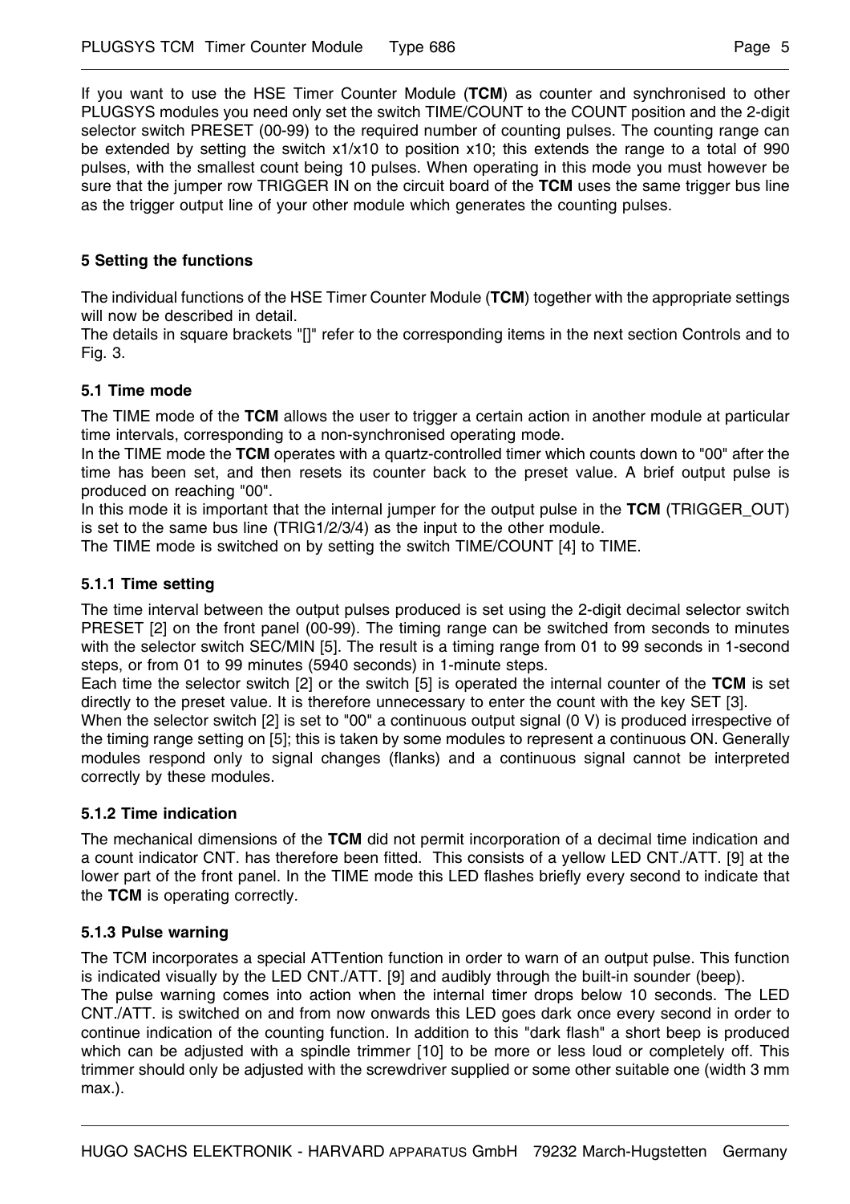If you want to use the HSE Timer Counter Module (**TCM**) as counter and synchronised to other PLUGSYS modules you need only set the switch TIME/COUNT to the COUNT position and the 2-digit selector switch PRESET (00-99) to the required number of counting pulses. The counting range can be extended by setting the switch x1/x10 to position x10; this extends the range to a total of 990 pulses, with the smallest count being 10 pulses. When operating in this mode you must however be sure that the jumper row TRIGGER IN on the circuit board of the **TCM** uses the same trigger bus line as the trigger output line of your other module which generates the counting pulses.

## 5 Setting the functions

The individual functions of the HSE Timer Counter Module (**TCM**) together with the appropriate settings will now be described in detail.
The details in square brackets "[]" refer to the corresponding items in the next section Controls and to Fig. 3.

### 5.1 Time mode

The TIME mode of the **TCM** allows the user to trigger a certain action in another module at particular time intervals, corresponding to a non-synchronised operating mode.
In the TIME mode the **TCM** operates with a quartz-controlled timer which counts down to "00" after the time has been set, and then resets its counter back to the preset value. A brief output pulse is produced on reaching "00".
In this mode it is important that the internal jumper for the output pulse in the **TCM** (TRIGGER_OUT) is set to the same bus line (TRIG1/2/3/4) as the input to the other module.
The TIME mode is switched on by setting the switch TIME/COUNT [4] to TIME.

#### 5.1.1 Time setting

The time interval between the output pulses produced is set using the 2-digit decimal selector switch PRESET [2] on the front panel (00-99). The timing range can be switched from seconds to minutes with the selector switch SEC/MIN [5]. The result is a timing range from 01 to 99 seconds in 1-second steps, or from 01 to 99 minutes (5940 seconds) in 1-minute steps.
Each time the selector switch [2] or the switch [5] is operated the internal counter of the **TCM** is set directly to the preset value. It is therefore unnecessary to enter the count with the key SET [3].
When the selector switch [2] is set to "00" a continuous output signal (0 V) is produced irrespective of the timing range setting on [5]; this is taken by some modules to represent a continuous ON. Generally modules respond only to signal changes (flanks) and a continuous signal cannot be interpreted correctly by these modules.

#### 5.1.2 Time indication

The mechanical dimensions of the **TCM** did not permit incorporation of a decimal time indication and a count indicator CNT. has therefore been fitted. This consists of a yellow LED CNT./ATT. [9] at the lower part of the front panel. In the TIME mode this LED flashes briefly every second to indicate that the **TCM** is operating correctly.

#### 5.1.3 Pulse warning

The TCM incorporates a special ATTention function in order to warn of an output pulse. This function is indicated visually by the LED CNT./ATT. [9] and audibly through the built-in sounder (beep).
The pulse warning comes into action when the internal timer drops below 10 seconds. The LED CNT./ATT. is switched on and from now onwards this LED goes dark once every second in order to continue indication of the counting function. In addition to this "dark flash" a short beep is produced which can be adjusted with a spindle trimmer [10] to be more or less loud or completely off. This trimmer should only be adjusted with the screwdriver supplied or some other suitable one (width 3 mm max.).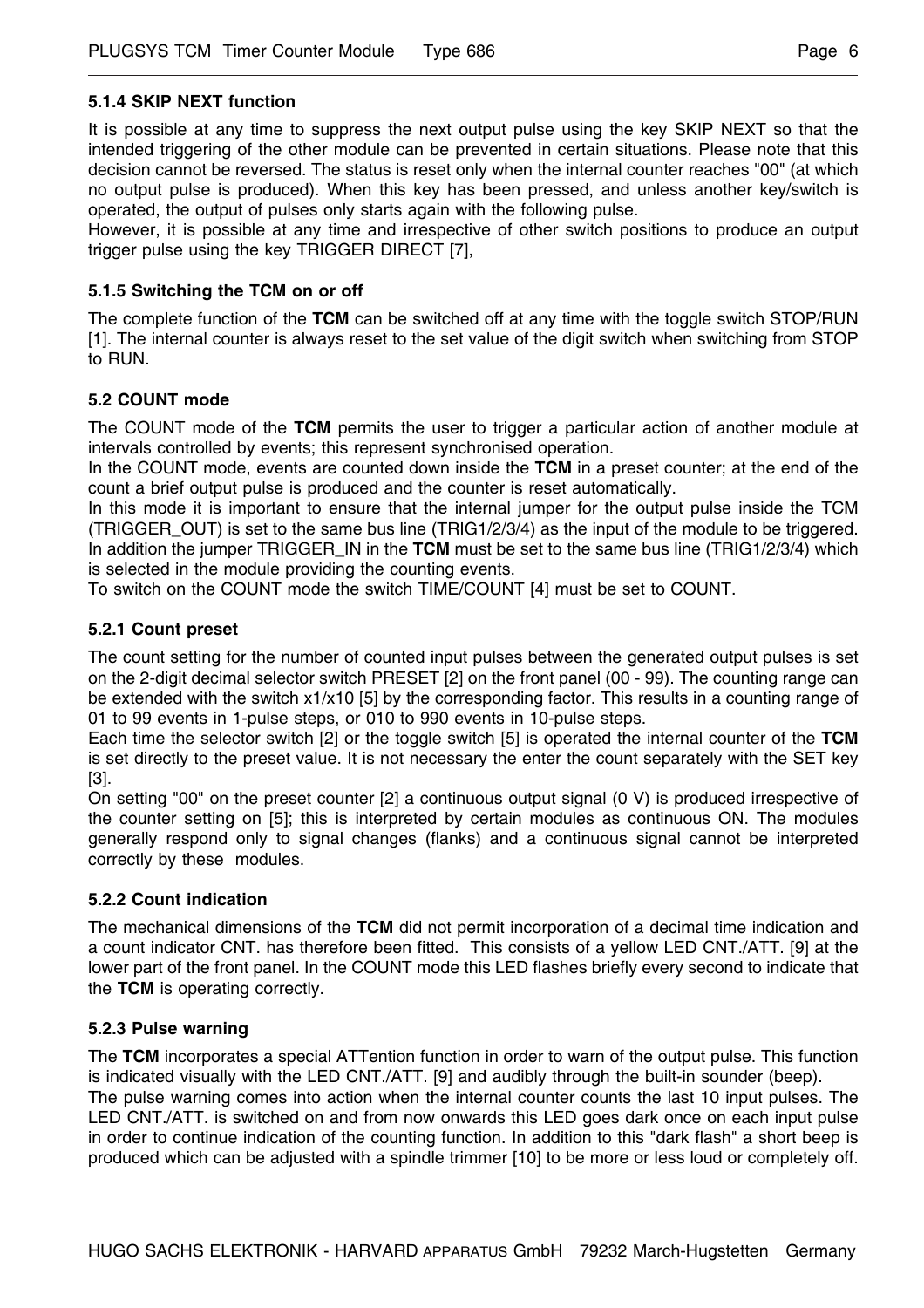#### 5.1.4 SKIP NEXT function

It is possible at any time to suppress the next output pulse using the key SKIP NEXT so that the intended triggering of the other module can be prevented in certain situations. Please note that this decision cannot be reversed. The status is reset only when the internal counter reaches "00" (at which no output pulse is produced). When this key has been pressed, and unless another key/switch is operated, the output of pulses only starts again with the following pulse.
However, it is possible at any time and irrespective of other switch positions to produce an output trigger pulse using the key TRIGGER DIRECT [7],

#### 5.1.5 Switching the TCM on or off

The complete function of the **TCM** can be switched off at any time with the toggle switch STOP/RUN [1]. The internal counter is always reset to the set value of the digit switch when switching from STOP to RUN.

### 5.2 COUNT mode

The COUNT mode of the **TCM** permits the user to trigger a particular action of another module at intervals controlled by events; this represent synchronised operation.
In the COUNT mode, events are counted down inside the **TCM** in a preset counter; at the end of the count a brief output pulse is produced and the counter is reset automatically.
In this mode it is important to ensure that the internal jumper for the output pulse inside the TCM (TRIGGER_OUT) is set to the same bus line (TRIG1/2/3/4) as the input of the module to be triggered. In addition the jumper TRIGGER_IN in the **TCM** must be set to the same bus line (TRIG1/2/3/4) which is selected in the module providing the counting events.
To switch on the COUNT mode the switch TIME/COUNT [4] must be set to COUNT.

#### 5.2.1 Count preset

The count setting for the number of counted input pulses between the generated output pulses is set on the 2-digit decimal selector switch PRESET [2] on the front panel (00 - 99). The counting range can be extended with the switch x1/x10 [5] by the corresponding factor. This results in a counting range of 01 to 99 events in 1-pulse steps, or 010 to 990 events in 10-pulse steps.
Each time the selector switch [2] or the toggle switch [5] is operated the internal counter of the **TCM** is set directly to the preset value. It is not necessary the enter the count separately with the SET key [3].
On setting "00" on the preset counter [2] a continuous output signal (0 V) is produced irrespective of the counter setting on [5]; this is interpreted by certain modules as continuous ON. The modules generally respond only to signal changes (flanks) and a continuous signal cannot be interpreted correctly by these modules.

#### 5.2.2 Count indication

The mechanical dimensions of the **TCM** did not permit incorporation of a decimal time indication and a count indicator CNT. has therefore been fitted. This consists of a yellow LED CNT./ATT. [9] at the lower part of the front panel. In the COUNT mode this LED flashes briefly every second to indicate that the **TCM** is operating correctly.

#### 5.2.3 Pulse warning

The **TCM** incorporates a special ATTention function in order to warn of the output pulse. This function is indicated visually with the LED CNT./ATT. [9] and audibly through the built-in sounder (beep).
The pulse warning comes into action when the internal counter counts the last 10 input pulses. The LED CNT./ATT. is switched on and from now onwards this LED goes dark once on each input pulse in order to continue indication of the counting function. In addition to this "dark flash" a short beep is produced which can be adjusted with a spindle trimmer [10] to be more or less loud or completely off.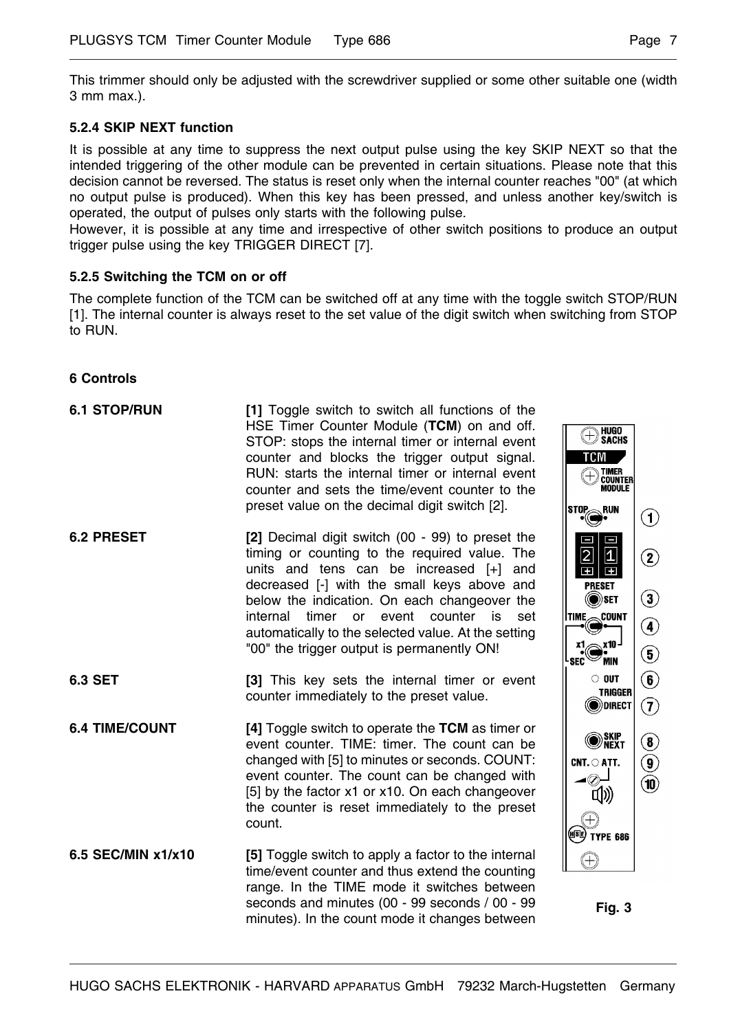This trimmer should only be adjusted with the screwdriver supplied or some other suitable one (width 3 mm max.).

### 5.2.4 SKIP NEXT function

It is possible at any time to suppress the next output pulse using the key SKIP NEXT so that the intended triggering of the other module can be prevented in certain situations. Please note that this decision cannot be reversed. The status is reset only when the internal counter reaches "00" (at which no output pulse is produced). When this key has been pressed, and unless another key/switch is operated, the output of pulses only starts with the following pulse.
However, it is possible at any time and irrespective of other switch positions to produce an output trigger pulse using the key TRIGGER DIRECT [7].

### 5.2.5 Switching the TCM on or off

The complete function of the TCM can be switched off at any time with the toggle switch STOP/RUN [1]. The internal counter is always reset to the set value of the digit switch when switching from STOP to RUN.

## 6 Controls

**6.1 STOP/RUN**

**[1]** Toggle switch to switch all functions of the HSE Timer Counter Module (**TCM**) on and off. STOP: stops the internal timer or internal event counter and blocks the trigger output signal. RUN: starts the internal timer or internal event counter and sets the time/event counter to the preset value on the decimal digit switch [2].

**6.2 PRESET**

**[2]** Decimal digit switch (00 - 99) to preset the timing or counting to the required value. The units and tens can be increased [+] and decreased [-] with the small keys above and below the indication. On each changeover the internal timer or event counter is set automatically to the selected value. At the setting "00" the trigger output is permanently ON!

**6.3 SET**

**[3]** This key sets the internal timer or event counter immediately to the preset value.

**6.4 TIME/COUNT**

**[4]** Toggle switch to operate the **TCM** as timer or event counter. TIME: timer. The count can be changed with [5] to minutes or seconds. COUNT: event counter. The count can be changed with [5] by the factor x1 or x10. On each changeover the counter is reset immediately to the preset count.

**6.5 SEC/MIN x1/x10**

**[5]** Toggle switch to apply a factor to the internal time/event counter and thus extend the counting range. In the TIME mode it switches between seconds and minutes (00 - 99 seconds / 00 - 99 minutes). In the count mode it changes between

**Fig. 3**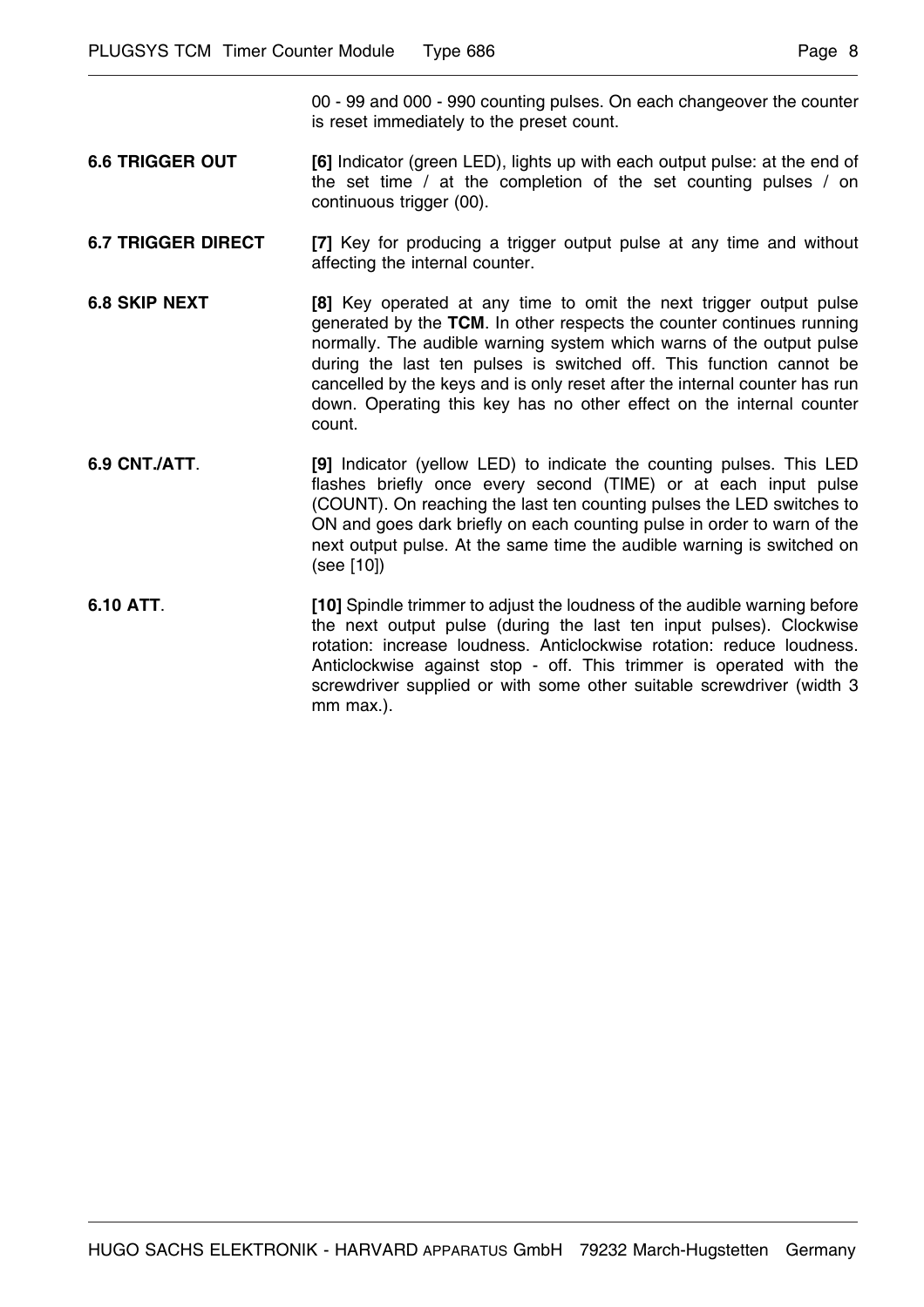00 - 99 and 000 - 990 counting pulses. On each changeover the counter is reset immediately to the preset count.

**6.6 TRIGGER OUT**

**[6]** Indicator (green LED), lights up with each output pulse: at the end of the set time / at the completion of the set counting pulses / on continuous trigger (00).

**6.7 TRIGGER DIRECT**

**[7]** Key for producing a trigger output pulse at any time and without affecting the internal counter.

**6.8 SKIP NEXT**

**[8]** Key operated at any time to omit the next trigger output pulse generated by the **TCM**. In other respects the counter continues running normally. The audible warning system which warns of the output pulse during the last ten pulses is switched off. This function cannot be cancelled by the keys and is only reset after the internal counter has run down. Operating this key has no other effect on the internal counter count.

**6.9 CNT./ATT**.

**[9]** Indicator (yellow LED) to indicate the counting pulses. This LED flashes briefly once every second (TIME) or at each input pulse (COUNT). On reaching the last ten counting pulses the LED switches to ON and goes dark briefly on each counting pulse in order to warn of the next output pulse. At the same time the audible warning is switched on (see [10])

**6.10 ATT**.

**[10]** Spindle trimmer to adjust the loudness of the audible warning before the next output pulse (during the last ten input pulses). Clockwise rotation: increase loudness. Anticlockwise rotation: reduce loudness. Anticlockwise against stop - off. This trimmer is operated with the screwdriver supplied or with some other suitable screwdriver (width 3 mm max.).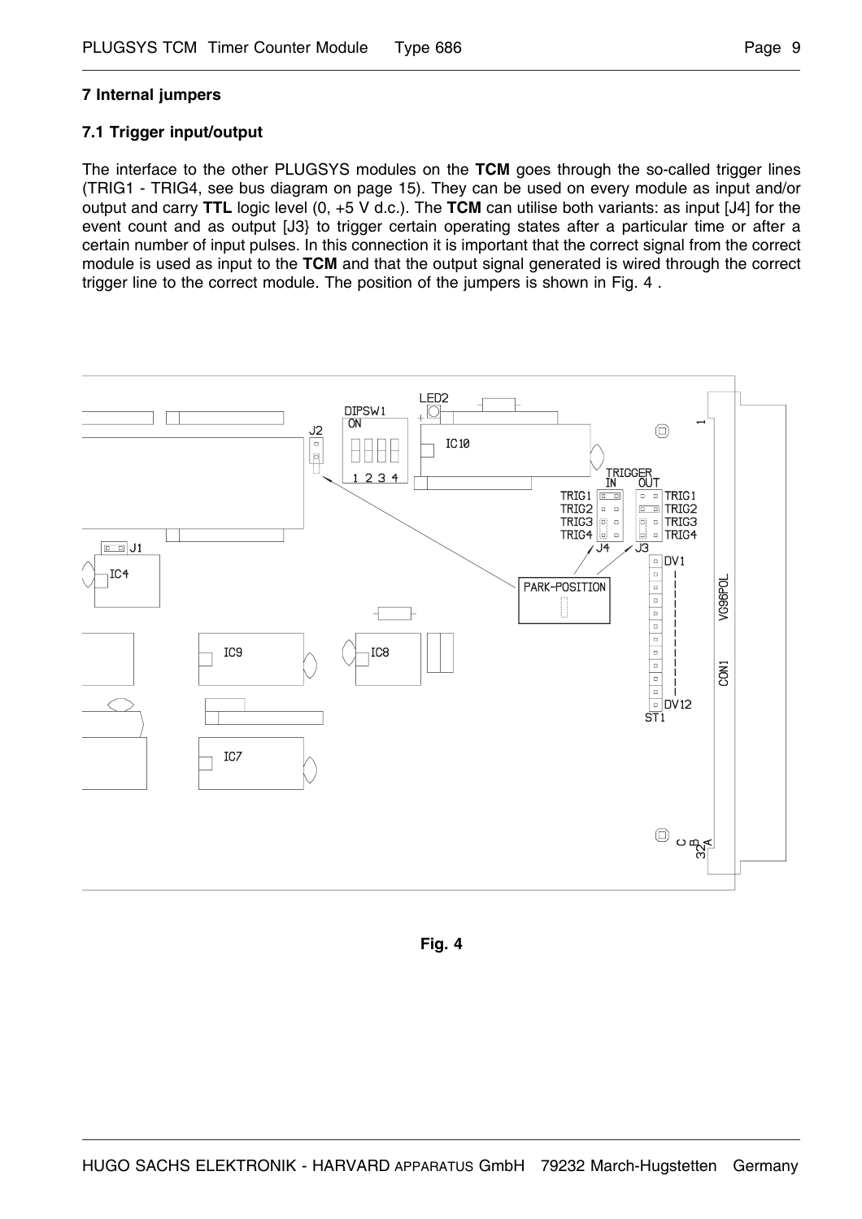## 7 Internal jumpers

### 7.1 Trigger input/output

The interface to the other PLUGSYS modules on the **TCM** goes through the so-called trigger lines (TRIG1 - TRIG4, see bus diagram on page 15). They can be used on every module as input and/or output and carry **TTL** logic level (0, +5 V d.c.). The **TCM** can utilise both variants: as input [J4] for the event count and as output [J3} to trigger certain operating states after a particular time or after a certain number of input pulses. In this connection it is important that the correct signal from the correct module is used as input to the **TCM** and that the output signal generated is wired through the correct trigger line to the correct module. The position of the jumpers is shown in Fig. 4 .

**Fig. 4**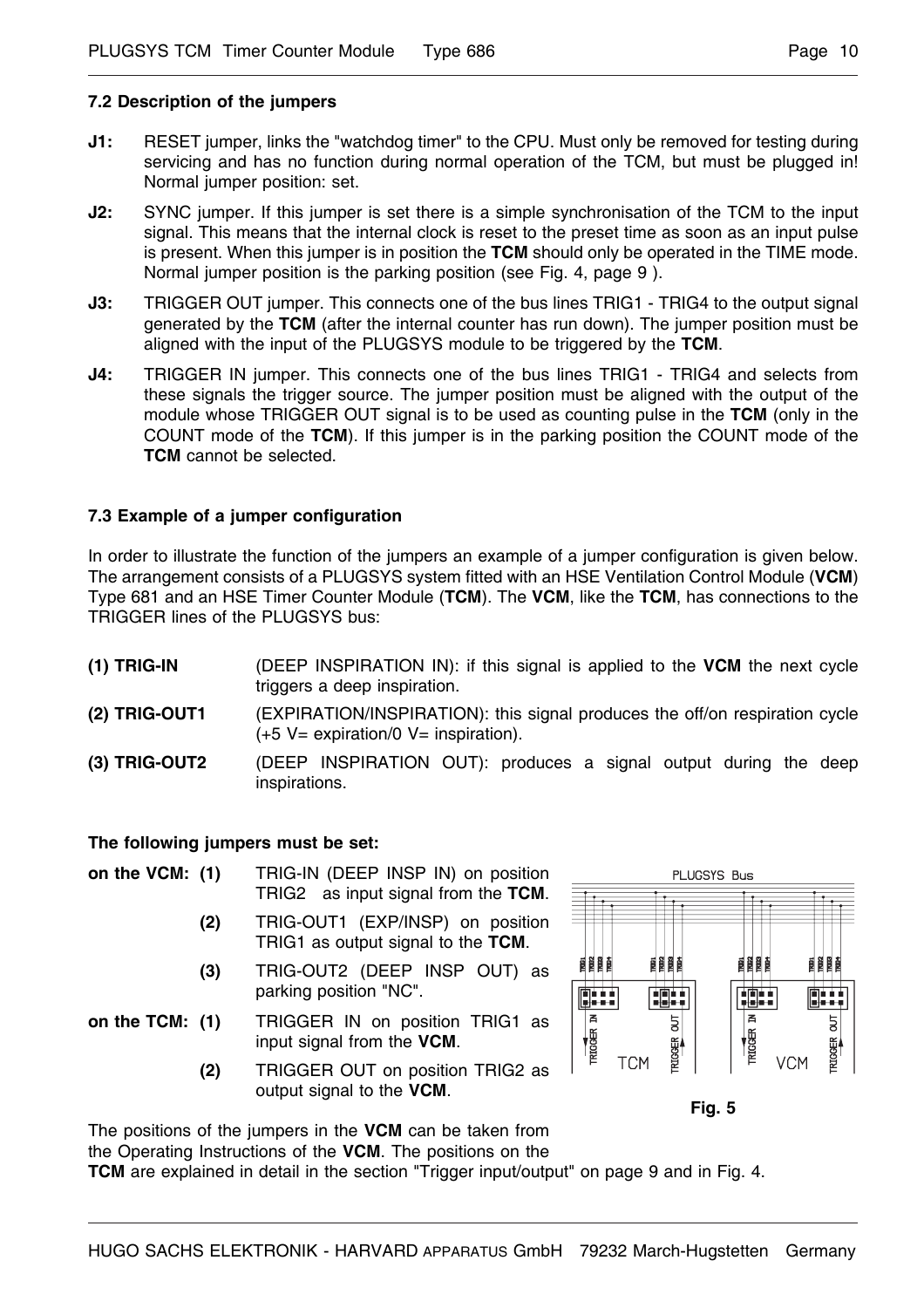### 7.2 Description of the jumpers

**J1:** RESET jumper, links the "watchdog timer" to the CPU. Must only be removed for testing during servicing and has no function during normal operation of the TCM, but must be plugged in! Normal jumper position: set.

**J2:** SYNC jumper. If this jumper is set there is a simple synchronisation of the TCM to the input signal. This means that the internal clock is reset to the preset time as soon as an input pulse is present. When this jumper is in position the **TCM** should only be operated in the TIME mode. Normal jumper position is the parking position (see Fig. 4, page 9 ).

**J3:** TRIGGER OUT jumper. This connects one of the bus lines TRIG1 - TRIG4 to the output signal generated by the **TCM** (after the internal counter has run down). The jumper position must be aligned with the input of the PLUGSYS module to be triggered by the **TCM**.

**J4:** TRIGGER IN jumper. This connects one of the bus lines TRIG1 - TRIG4 and selects from these signals the trigger source. The jumper position must be aligned with the output of the module whose TRIGGER OUT signal is to be used as counting pulse in the **TCM** (only in the COUNT mode of the **TCM**). If this jumper is in the parking position the COUNT mode of the **TCM** cannot be selected.

### 7.3 Example of a jumper configuration

In order to illustrate the function of the jumpers an example of a jumper configuration is given below. The arrangement consists of a PLUGSYS system fitted with an HSE Ventilation Control Module (**VCM**) Type 681 and an HSE Timer Counter Module (**TCM**). The **VCM**, like the **TCM**, has connections to the TRIGGER lines of the PLUGSYS bus:

**(1) TRIG-IN** (DEEP INSPIRATION IN): if this signal is applied to the **VCM** the next cycle triggers a deep inspiration.

**(2) TRIG-OUT1** (EXPIRATION/INSPIRATION): this signal produces the off/on respiration cycle (+5 V= expiration/0 V= inspiration).

**(3) TRIG-OUT2** (DEEP INSPIRATION OUT): produces a signal output during the deep inspirations.

**The following jumpers must be set:**

**on the VCM:**

- **(1)** TRIG-IN (DEEP INSP IN) on position TRIG2 as input signal from the **TCM**.
- **(2)** TRIG-OUT1 (EXP/INSP) on position TRIG1 as output signal to the **TCM**.
- **(3)** TRIG-OUT2 (DEEP INSP OUT) as parking position "NC".

**on the TCM:**

- **(1)** TRIGGER IN on position TRIG1 as input signal from the **VCM**.
- **(2)** TRIGGER OUT on position TRIG2 as output signal to the **VCM**.

**Fig. 5**

The positions of the jumpers in the **VCM** can be taken from the Operating Instructions of the **VCM**. The positions on the **TCM** are explained in detail in the section "Trigger input/output" on page 9 and in Fig. 4.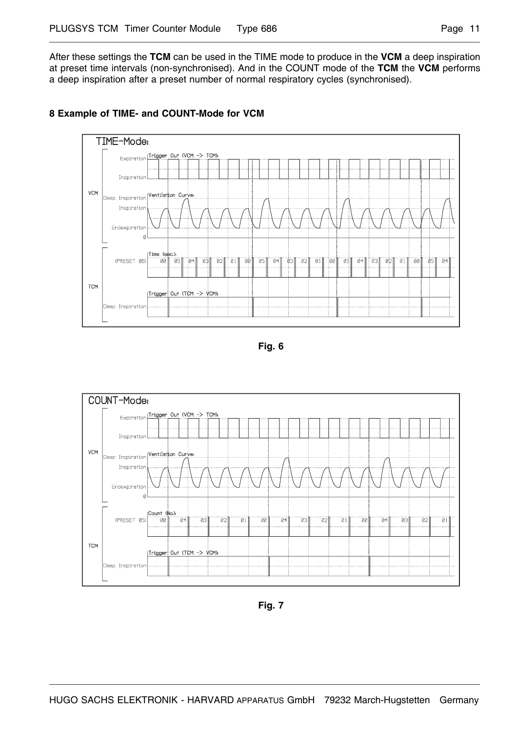After these settings the **TCM** can be used in the TIME mode to produce in the **VCM** a deep inspiration at preset time intervals (non-synchronised). And in the COUNT mode of the **TCM** the **VCM** performs a deep inspiration after a preset number of normal respiratory cycles (synchronised).

## 8 Example of TIME- and COUNT-Mode for VCM

**Fig. 6**

**Fig. 7**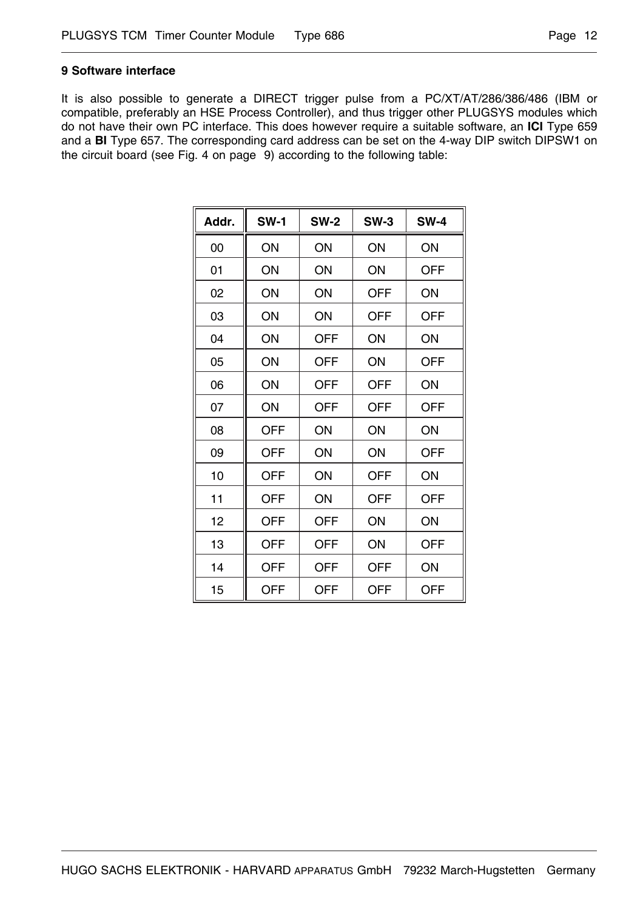## 9 Software interface

It is also possible to generate a DIRECT trigger pulse from a PC/XT/AT/286/386/486 (IBM or compatible, preferably an HSE Process Controller), and thus trigger other PLUGSYS modules which do not have their own PC interface. This does however require a suitable software, an **ICI** Type 659 and a **BI** Type 657. The corresponding card address can be set on the 4-way DIP switch DIPSW1 on the circuit board (see Fig. 4 on page 9) according to the following table:

| Addr. | SW-1 | SW-2 | SW-3 | SW-4 |
|---|---|---|---|---|
| 00 | ON | ON | ON | ON |
| 01 | ON | ON | ON | OFF |
| 02 | ON | ON | OFF | ON |
| 03 | ON | ON | OFF | OFF |
| 04 | ON | OFF | ON | ON |
| 05 | ON | OFF | ON | OFF |
| 06 | ON | OFF | OFF | ON |
| 07 | ON | OFF | OFF | OFF |
| 08 | OFF | ON | ON | ON |
| 09 | OFF | ON | ON | OFF |
| 10 | OFF | ON | OFF | ON |
| 11 | OFF | ON | OFF | OFF |
| 12 | OFF | OFF | ON | ON |
| 13 | OFF | OFF | ON | OFF |
| 14 | OFF | OFF | OFF | ON |
| 15 | OFF | OFF | OFF | OFF |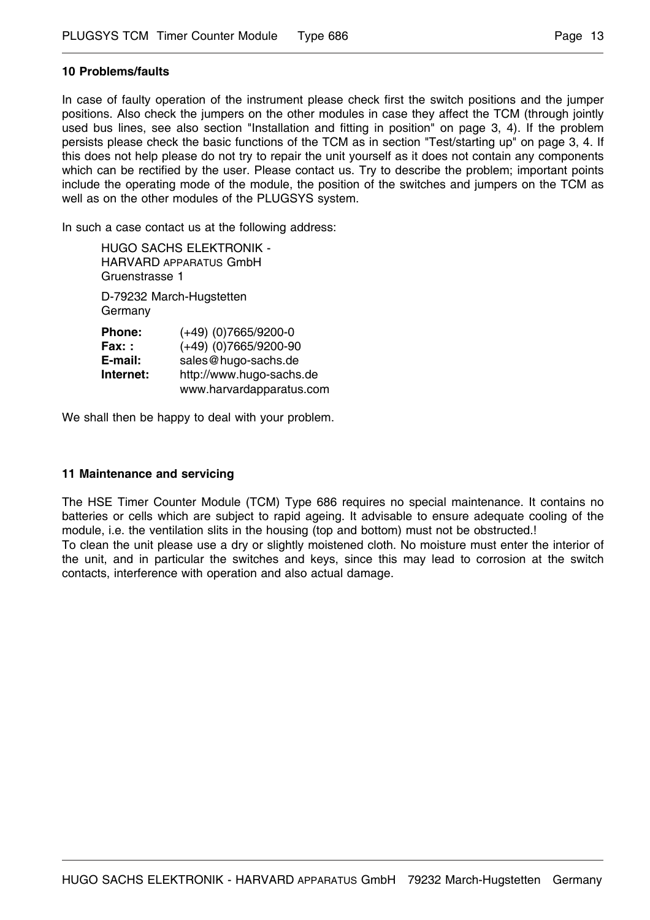## 10 Problems/faults

In case of faulty operation of the instrument please check first the switch positions and the jumper positions. Also check the jumpers on the other modules in case they affect the TCM (through jointly used bus lines, see also section "Installation and fitting in position" on page 3, 4). If the problem persists please check the basic functions of the TCM as in section "Test/starting up" on page 3, 4. If this does not help please do not try to repair the unit yourself as it does not contain any components which can be rectified by the user. Please contact us. Try to describe the problem; important points include the operating mode of the module, the position of the switches and jumpers on the TCM as well as on the other modules of the PLUGSYS system.

In such a case contact us at the following address:

HUGO SACHS ELEKTRONIK -
HARVARD APPARATUS GmbH
Gruenstrasse 1

D-79232 March-Hugstetten
Germany

**Phone:** (+49) (0)7665/9200-0
**Fax: :** (+49) (0)7665/9200-90
**E-mail:** sales@hugo-sachs.de
**Internet:** http://www.hugo-sachs.de
www.harvardapparatus.com

We shall then be happy to deal with your problem.

## 11 Maintenance and servicing

The HSE Timer Counter Module (TCM) Type 686 requires no special maintenance. It contains no batteries or cells which are subject to rapid ageing. It advisable to ensure adequate cooling of the module, i.e. the ventilation slits in the housing (top and bottom) must not be obstructed.!
To clean the unit please use a dry or slightly moistened cloth. No moisture must enter the interior of the unit, and in particular the switches and keys, since this may lead to corrosion at the switch contacts, interference with operation and also actual damage.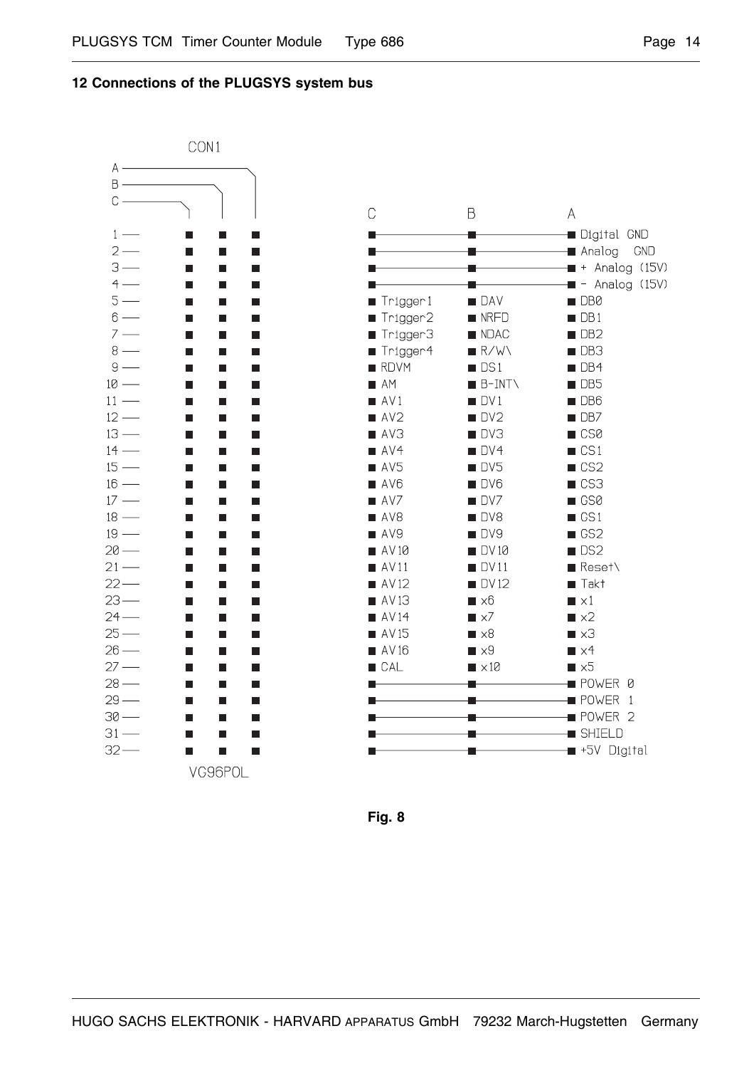## 12 Connections of the PLUGSYS system bus

CON1

| Pin | C | B | A |
|---|---|---|---|
| 1 | | | Digital GND |
| 2 | | | Analog GND |
| 3 | | | + Analog (15V) |
| 4 | | | - Analog (15V) |
| 5 | Trigger1 | DAV | DB0 |
| 6 | Trigger2 | NRFD | DB1 |
| 7 | Trigger3 | NDAC | DB2 |
| 8 | Trigger4 | R/W\ | DB3 |
| 9 | RDVM | DS1 | DB4 |
| 10 | AM | B-INT\ | DB5 |
| 11 | AV1 | DV1 | DB6 |
| 12 | AV2 | DV2 | DB7 |
| 13 | AV3 | DV3 | CS0 |
| 14 | AV4 | DV4 | CS1 |
| 15 | AV5 | DV5 | CS2 |
| 16 | AV6 | DV6 | CS3 |
| 17 | AV7 | DV7 | GS0 |
| 18 | AV8 | DV8 | GS1 |
| 19 | AV9 | DV9 | GS2 |
| 20 | AV10 | DV10 | DS2 |
| 21 | AV11 | DV11 | Reset\ |
| 22 | AV12 | DV12 | Takt |
| 23 | AV13 | x6 | x1 |
| 24 | AV14 | x7 | x2 |
| 25 | AV15 | x8 | x3 |
| 26 | AV16 | x9 | x4 |
| 27 | CAL | x10 | x5 |
| 28 | | | POWER 0 |
| 29 | | | POWER 1 |
| 30 | | | POWER 2 |
| 31 | | | SHIELD |
| 32 | | | +5V Digital |

(Rows 1–4 and 28–32: pins C, B and A are connected together.)

VG96POL

**Fig. 8**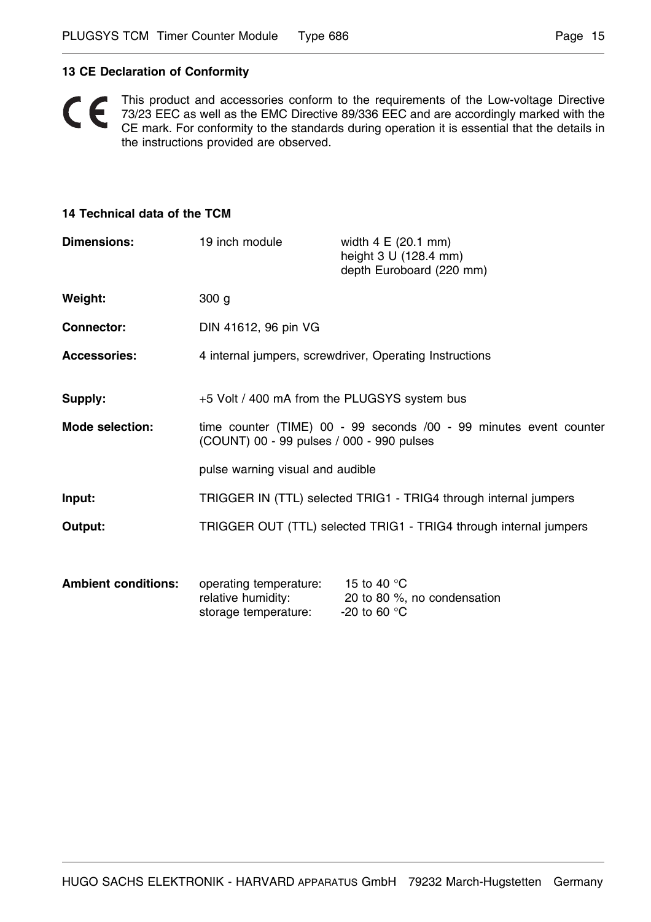## 13 CE Declaration of Conformity

CE This product and accessories conform to the requirements of the Low-voltage Directive 73/23 EEC as well as the EMC Directive 89/336 EEC and are accordingly marked with the CE mark. For conformity to the standards during operation it is essential that the details in the instructions provided are observed.

## 14 Technical data of the TCM

| | | |
|---|---|---|
| **Dimensions:** | 19 inch module | width 4 E (20.1 mm)<br>height 3 U (128.4 mm)<br>depth Euroboard (220 mm) |
| **Weight:** | 300 g | |
| **Connector:** | DIN 41612, 96 pin VG | |
| **Accessories:** | 4 internal jumpers, screwdriver, Operating Instructions | |
| **Supply:** | +5 Volt / 400 mA from the PLUGSYS system bus | |
| **Mode selection:** | time counter (TIME) 00 - 99 seconds /00 - 99 minutes event counter (COUNT) 00 - 99 pulses / 000 - 990 pulses<br><br>pulse warning visual and audible | |
| **Input:** | TRIGGER IN (TTL) selected TRIG1 - TRIG4 through internal jumpers | |
| **Output:** | TRIGGER OUT (TTL) selected TRIG1 - TRIG4 through internal jumpers | |
| **Ambient conditions:** | operating temperature:<br>relative humidity:<br>storage temperature: | 15 to 40 °C<br>20 to 80 %, no condensation<br>-20 to 60 °C |